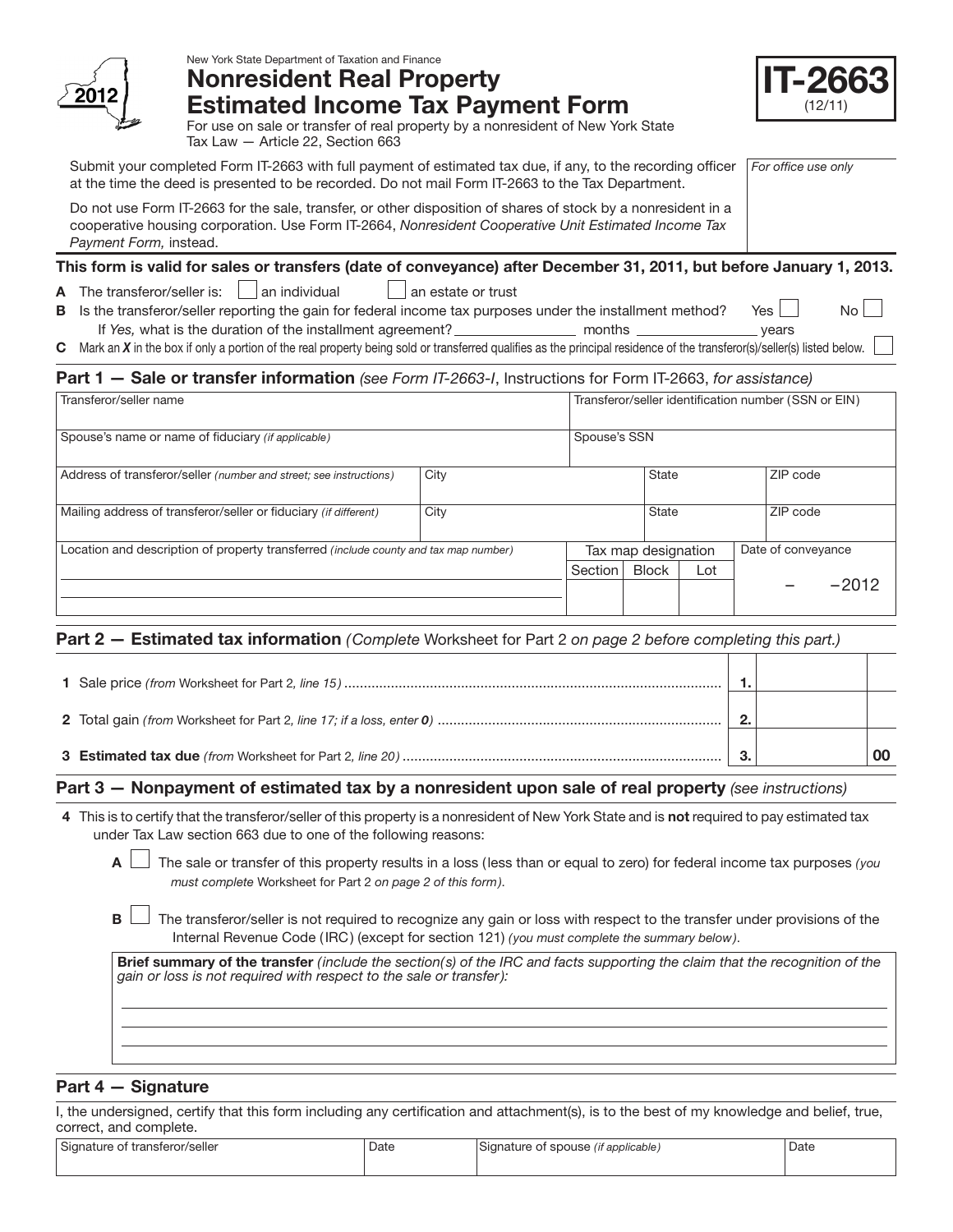New York State Department of Taxation and Finance

2012

# Nonresident Real Property Estimated Income Tax Payment Form

**IT-2663** (12/11)

For use on sale or transfer of real property by a nonresident of New York State
Tax Law — Article 22, Section 663

Submit your completed Form IT-2663 with full payment of estimated tax due, if any, to the recording officer at the time the deed is presented to be recorded. Do not mail Form IT-2663 to the Tax Department.

Do not use Form IT-2663 for the sale, transfer, or other disposition of shares of stock by a nonresident in a cooperative housing corporation. Use Form IT-2664, *Nonresident Cooperative Unit Estimated Income Tax Payment Form,* instead.

*For office use only*

**This form is valid for sales or transfers (date of conveyance) after December 31, 2011, but before January 1, 2013.**

**A** The transferor/seller is: ☐ an individual ☐ an estate or trust

**B** Is the transferor/seller reporting the gain for federal income tax purposes under the installment method? Yes ☐ No ☐
If *Yes,* what is the duration of the installment agreement? ________ months ________ years

**C** Mark an ***X*** in the box if only a portion of the real property being sold or transferred qualifies as the principal residence of the transferor(s)/seller(s) listed below. ☐

## Part 1 — Sale or transfer information *(see Form IT-2663-I*, Instructions for Form IT-2663, *for assistance)*

| Transferor/seller name | | | Transferor/seller identification number (SSN or EIN) |
|---|---|---|---|
| Spouse's name or name of fiduciary *(if applicable)* | | | Spouse's SSN |
| Address of transferor/seller *(number and street; see instructions)* | City | State | ZIP code |
| Mailing address of transferor/seller or fiduciary *(if different)* | City | State | ZIP code |

| Location and description of property transferred *(include county and tax map number)* | Tax map designation | | | Date of conveyance |
|---|---|---|---|---|
| | Section | Block | Lot | – –2012 |

## Part 2 — Estimated tax information *(Complete* Worksheet for Part 2 *on page 2 before completing this part.)*

| | | | |
|---|---|---|---|
| **1** Sale price *(from* Worksheet for Part 2*, line 15)* | **1.** | | |
| **2** Total gain *(from* Worksheet for Part 2*, line 17; if a loss, enter* **0***)* | **2.** | | |
| **3** **Estimated tax due** *(from* Worksheet for Part 2*, line 20)* | **3.** | | **00** |

## Part 3 — Nonpayment of estimated tax by a nonresident upon sale of real property *(see instructions)*

**4** This is to certify that the transferor/seller of this property is a nonresident of New York State and is **not** required to pay estimated tax under Tax Law section 663 due to one of the following reasons:

**A** ☐ The sale or transfer of this property results in a loss (less than or equal to zero) for federal income tax purposes *(you must complete* Worksheet for Part 2 *on page 2 of this form)*.

**B** ☐ The transferor/seller is not required to recognize any gain or loss with respect to the transfer under provisions of the Internal Revenue Code (IRC) (except for section 121) *(you must complete the summary below)*.

**Brief summary of the transfer** *(include the section(s) of the IRC and facts supporting the claim that the recognition of the gain or loss is not required with respect to the sale or transfer):*

## Part 4 — Signature

I, the undersigned, certify that this form including any certification and attachment(s), is to the best of my knowledge and belief, true, correct, and complete.

| Signature of transferor/seller | Date | Signature of spouse *(if applicable)* | Date |
|---|---|---|---|
| | | | |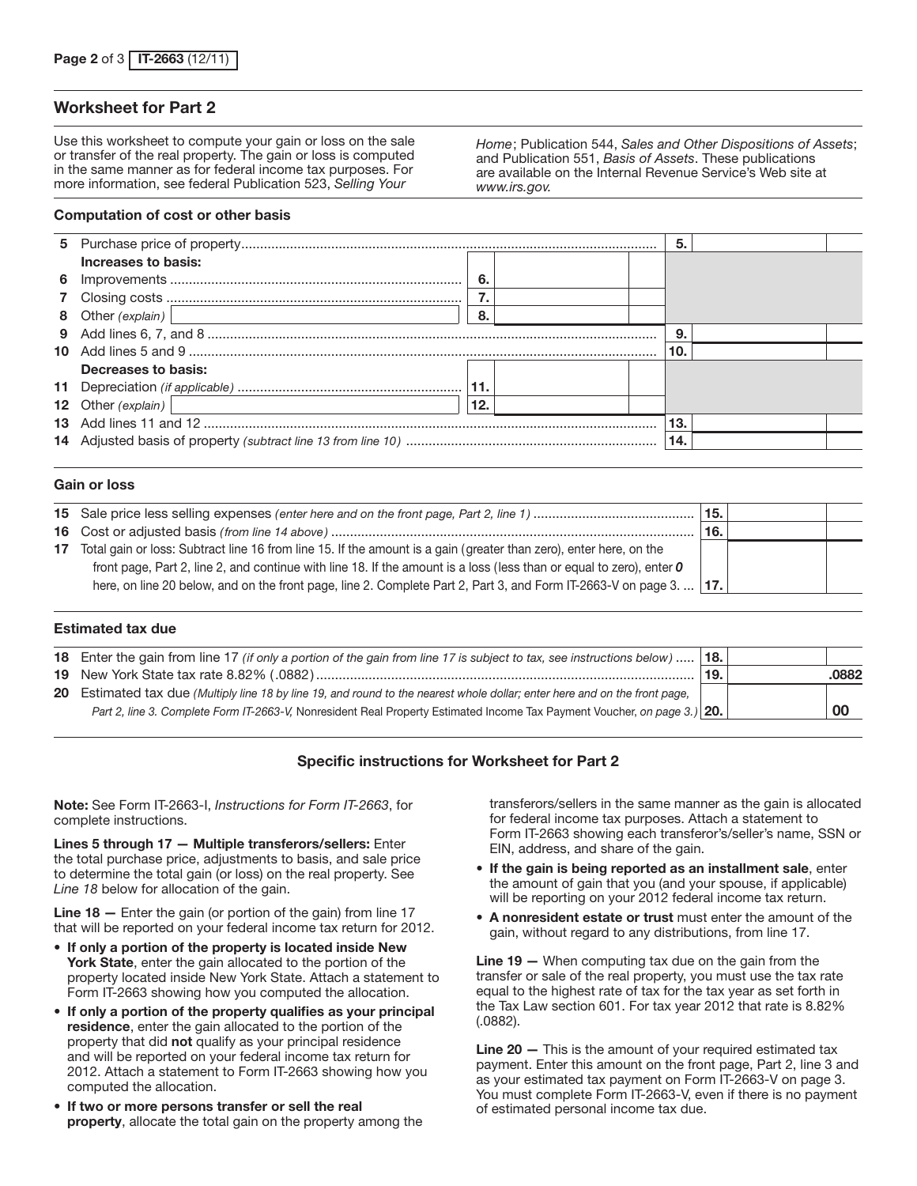## Worksheet for Part 2

Use this worksheet to compute your gain or loss on the sale or transfer of the real property. The gain or loss is computed in the same manner as for federal income tax purposes. For more information, see federal Publication 523, *Selling Your Home*; Publication 544, *Sales and Other Dispositions of Assets*; and Publication 551, *Basis of Assets*. These publications are available on the Internal Revenue Service's Web site at *www.irs.gov.*

### Computation of cost or other basis

| | | | | | |
|---|---|---|---|---|---|
| 5 | Purchase price of property | | | 5. | |
| | **Increases to basis:** | | | | |
| 6 | Improvements | 6. | | | |
| 7 | Closing costs | 7. | | | |
| 8 | Other *(explain)* | 8. | | | |
| 9 | Add lines 6, 7, and 8 | | | 9. | |
| 10 | Add lines 5 and 9 | | | 10. | |
| | **Decreases to basis:** | | | | |
| 11 | Depreciation *(if applicable)* | 11. | | | |
| 12 | Other *(explain)* | 12. | | | |
| 13 | Add lines 11 and 12 | | | 13. | |
| 14 | Adjusted basis of property *(subtract line 13 from line 10)* | | | 14. | |

### Gain or loss

| | | | |
|---|---|---|---|
| 15 | Sale price less selling expenses *(enter here and on the front page, Part 2, line 1)* | 15. | |
| 16 | Cost or adjusted basis *(from line 14 above)* | 16. | |
| 17 | Total gain or loss: Subtract line 16 from line 15. If the amount is a gain (greater than zero), enter here, on the front page, Part 2, line 2, and continue with line 18. If the amount is a loss (less than or equal to zero), enter ***0*** here, on line 20 below, and on the front page, line 2. Complete Part 2, Part 3, and Form IT-2663-V on page 3. | 17. | |

### Estimated tax due

| | | | |
|---|---|---|---|
| 18 | Enter the gain from line 17 *(if only a portion of the gain from line 17 is subject to tax, see instructions below)* | 18. | |
| 19 | New York State tax rate 8.82% (.0882) | 19. | .0882 |
| 20 | Estimated tax due *(Multiply line 18 by line 19, and round to the nearest whole dollar; enter here and on the front page, Part 2, line 3. Complete Form IT-2663-V,* Nonresident Real Property Estimated Income Tax Payment Voucher, *on page 3.)* | 20. | 00 |

### Specific instructions for Worksheet for Part 2

**Note:** See Form IT-2663-I, *Instructions for Form IT-2663*, for complete instructions.

**Lines 5 through 17 — Multiple transferors/sellers:** Enter the total purchase price, adjustments to basis, and sale price to determine the total gain (or loss) on the real property. See *Line 18* below for allocation of the gain.

**Line 18 —** Enter the gain (or portion of the gain) from line 17 that will be reported on your federal income tax return for 2012.

- **If only a portion of the property is located inside New York State**, enter the gain allocated to the portion of the property located inside New York State. Attach a statement to Form IT-2663 showing how you computed the allocation.
- **If only a portion of the property qualifies as your principal residence**, enter the gain allocated to the portion of the property that did **not** qualify as your principal residence and will be reported on your federal income tax return for 2012. Attach a statement to Form IT-2663 showing how you computed the allocation.
- **If two or more persons transfer or sell the real property**, allocate the total gain on the property among the transferors/sellers in the same manner as the gain is allocated for federal income tax purposes. Attach a statement to Form IT-2663 showing each transferor's/seller's name, SSN or EIN, address, and share of the gain.
- **If the gain is being reported as an installment sale**, enter the amount of gain that you (and your spouse, if applicable) will be reporting on your 2012 federal income tax return.
- **A nonresident estate or trust** must enter the amount of the gain, without regard to any distributions, from line 17.

**Line 19 —** When computing tax due on the gain from the transfer or sale of the real property, you must use the tax rate equal to the highest rate of tax for the tax year as set forth in the Tax Law section 601. For tax year 2012 that rate is 8.82% (.0882).

**Line 20 —** This is the amount of your required estimated tax payment. Enter this amount on the front page, Part 2, line 3 and as your estimated tax payment on Form IT-2663-V on page 3. You must complete Form IT-2663-V, even if there is no payment of estimated personal income tax due.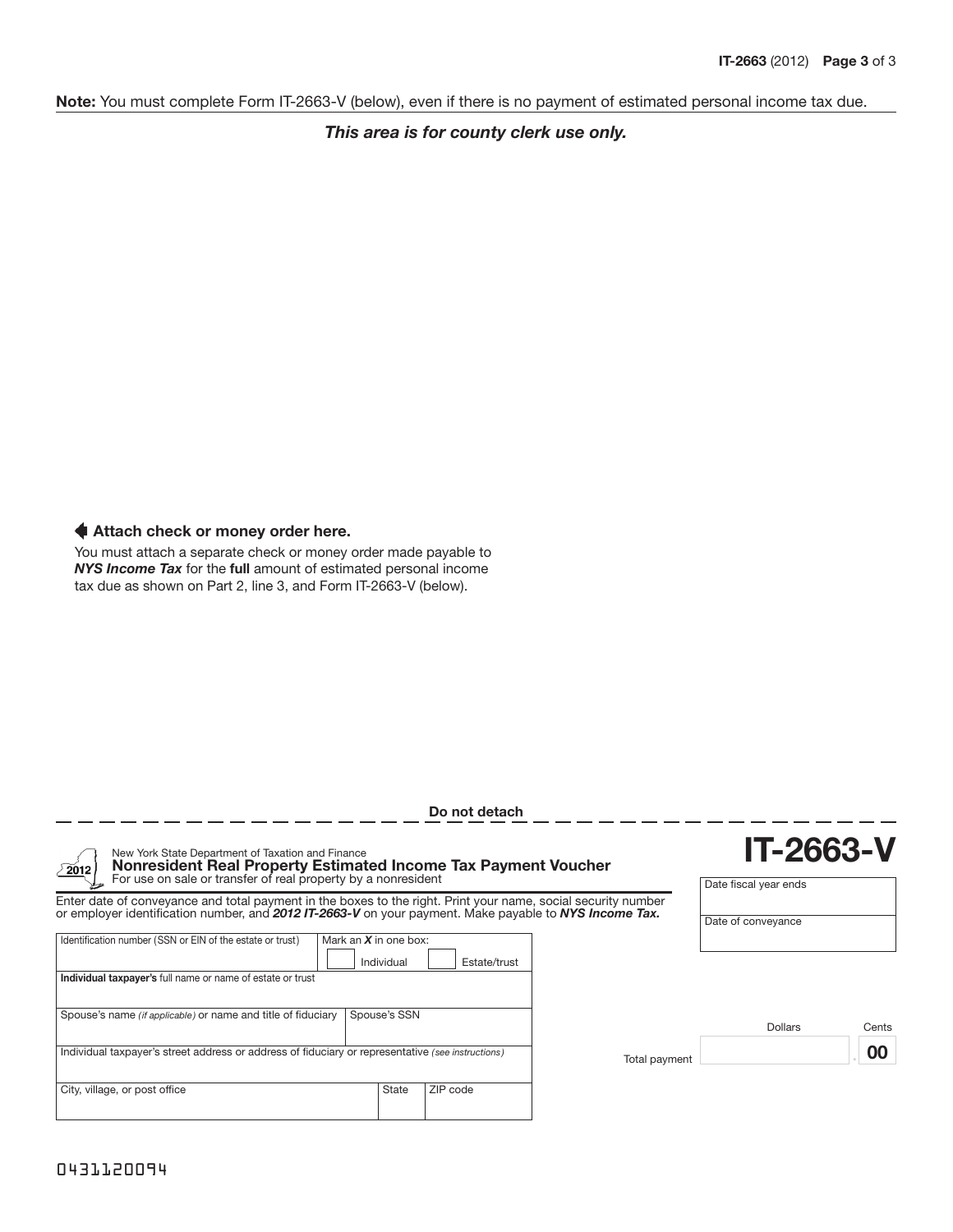**Note:** You must complete Form IT-2663-V (below), even if there is no payment of estimated personal income tax due.

***This area is for county clerk use only.***

**Attach check or money order here.**

You must attach a separate check or money order made payable to ***NYS Income Tax*** for the **full** amount of estimated personal income tax due as shown on Part 2, line 3, and Form IT-2663-V (below).

**Do not detach**

New York State Department of Taxation and Finance

2012

# IT-2663-V

**Nonresident Real Property Estimated Income Tax Payment Voucher**

For use on sale or transfer of real property by a nonresident

Enter date of conveyance and total payment in the boxes to the right. Print your name, social security number or employer identification number, and ***2012 IT-2663-V*** on your payment. Make payable to ***NYS Income Tax.***

| | |
|---|---|
| Date fiscal year ends | |
| Date of conveyance | |

| | | | |
|---|---|---|---|
| Identification number (SSN or EIN of the estate or trust) | Mark an ***X*** in one box: ☐ Individual ☐ Estate/trust | | |
| **Individual taxpayer's** full name or name of estate or trust | | | |
| Spouse's name *(if applicable)* or name and title of fiduciary | Spouse's SSN | | |
| Individual taxpayer's street address or address of fiduciary or representative *(see instructions)* | | | |
| City, village, or post office | State | ZIP code | |

| | Dollars | Cents |
|---|---|---|
| Total payment | | 00 |

0431120094